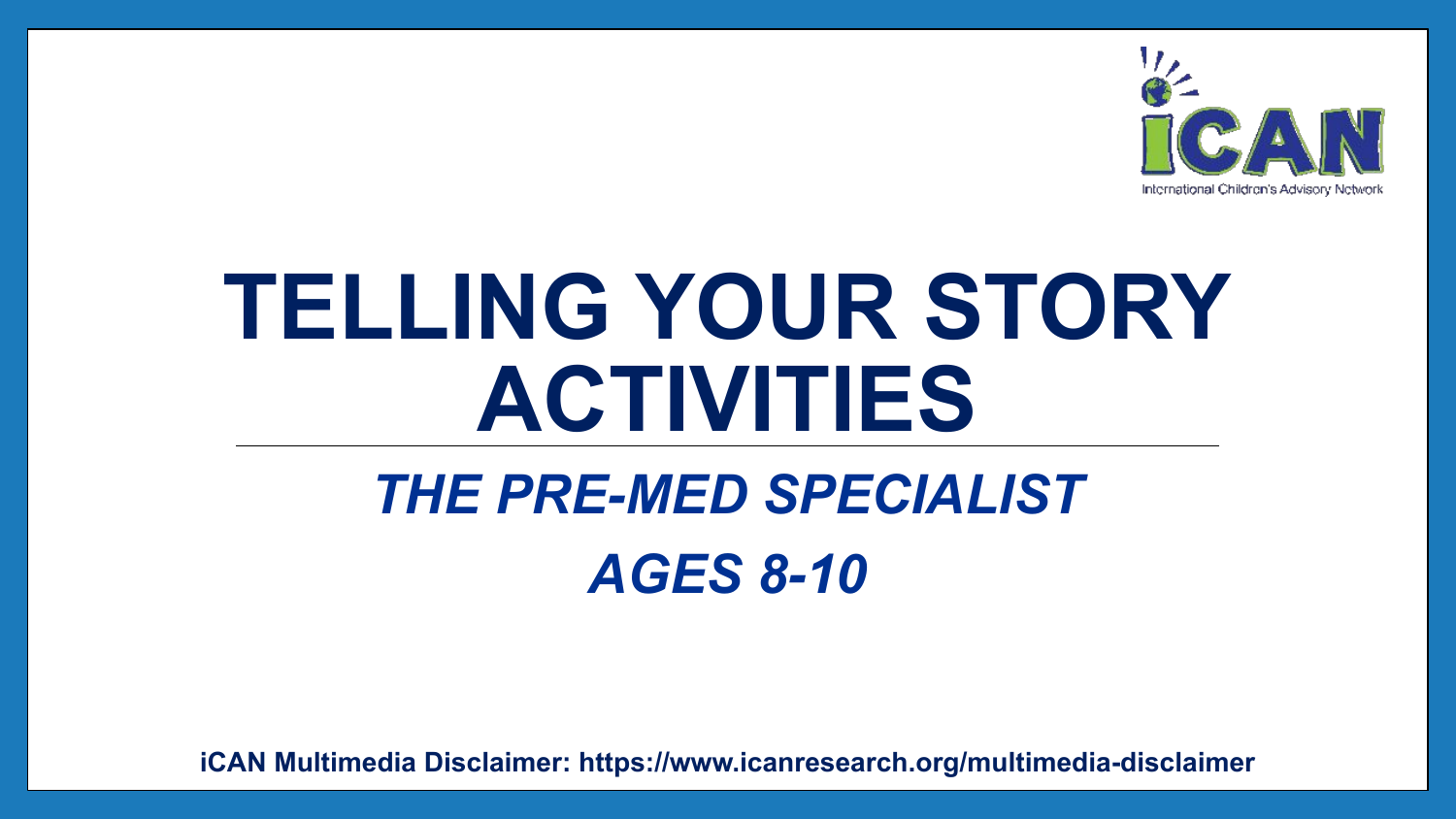iCAN

International Children's Advisory Network

# TELLING YOUR STORY ACTIVITIES

## *THE PRE-MED SPECIALIST*

## *AGES 8-10*

**iCAN Multimedia Disclaimer: https://www.icanresearch.org/multimedia-disclaimer**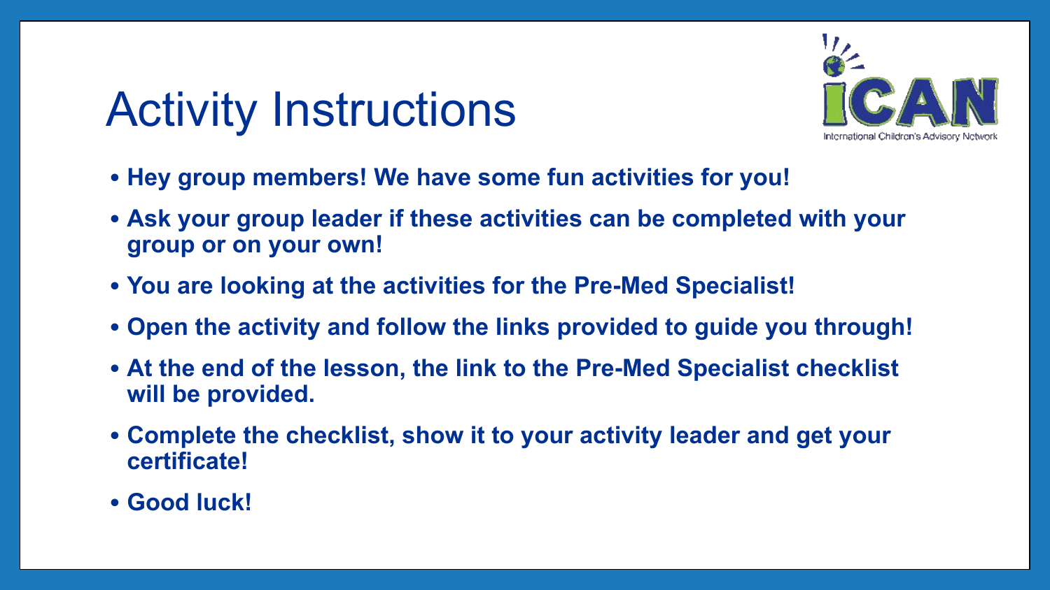# Activity Instructions

- **Hey group members! We have some fun activities for you!**
- **Ask your group leader if these activities can be completed with your group or on your own!**
- **You are looking at the activities for the Pre-Med Specialist!**
- **Open the activity and follow the links provided to guide you through!**
- **At the end of the lesson, the link to the Pre-Med Specialist checklist will be provided.**
- **Complete the checklist, show it to your activity leader and get your certificate!**
- **Good luck!**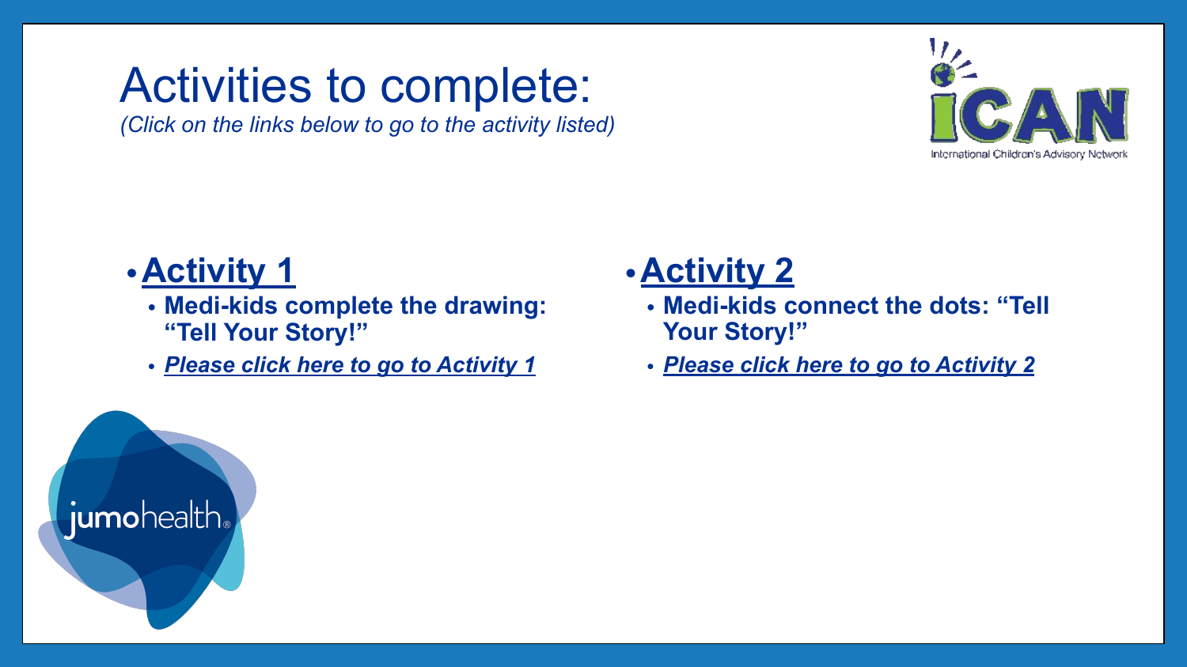# Activities to complete:

*(Click on the links below to go to the activity listed)*

- **Activity 1**
  - **Medi-kids complete the drawing: "Tell Your Story!"**
  - ***Please click here to go to Activity 1***

- **Activity 2**
  - **Medi-kids connect the dots: "Tell Your Story!"**
  - ***Please click here to go to Activity 2***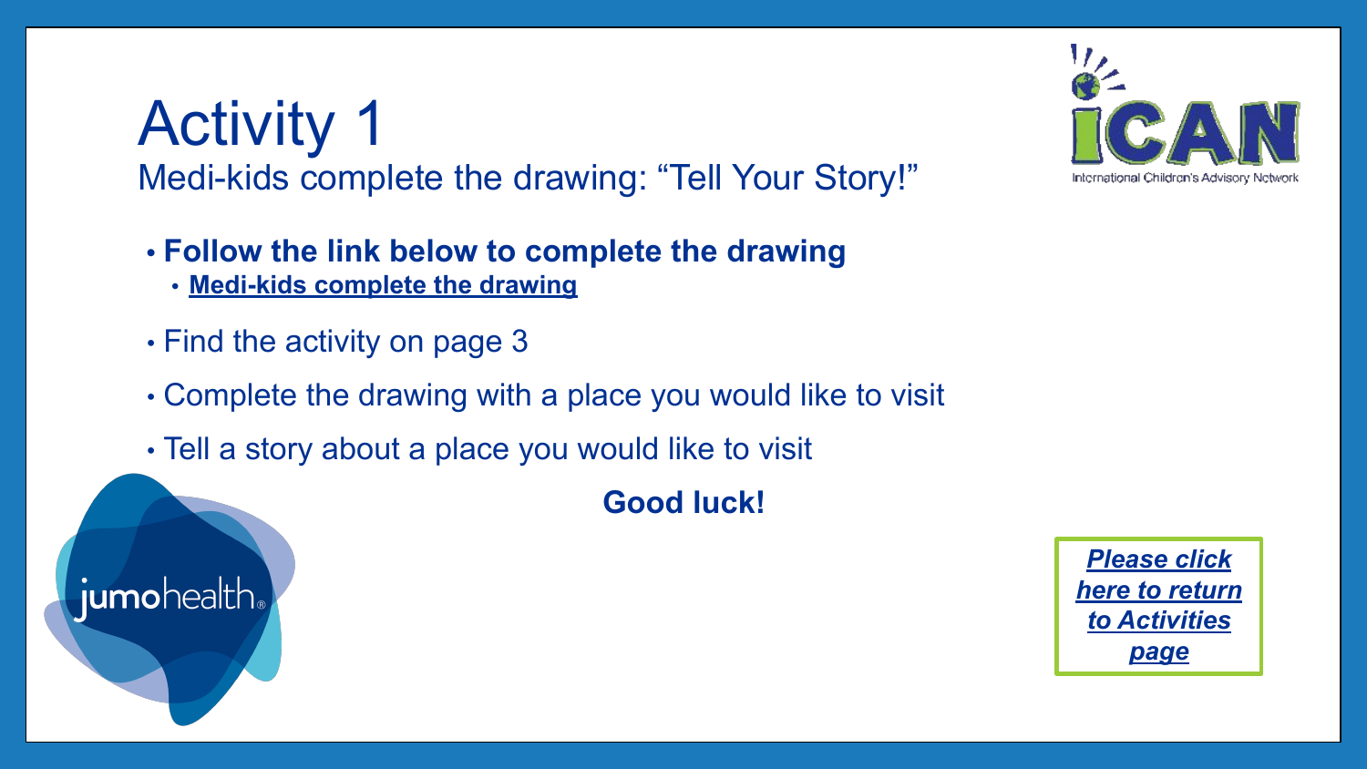# Activity 1

Medi-kids complete the drawing: "Tell Your Story!"

- **Follow the link below to complete the drawing**
  - **Medi-kids complete the drawing**
- Find the activity on page 3
- Complete the drawing with a place you would like to visit
- Tell a story about a place you would like to visit

**Good luck!**

***Please click here to return to Activities page***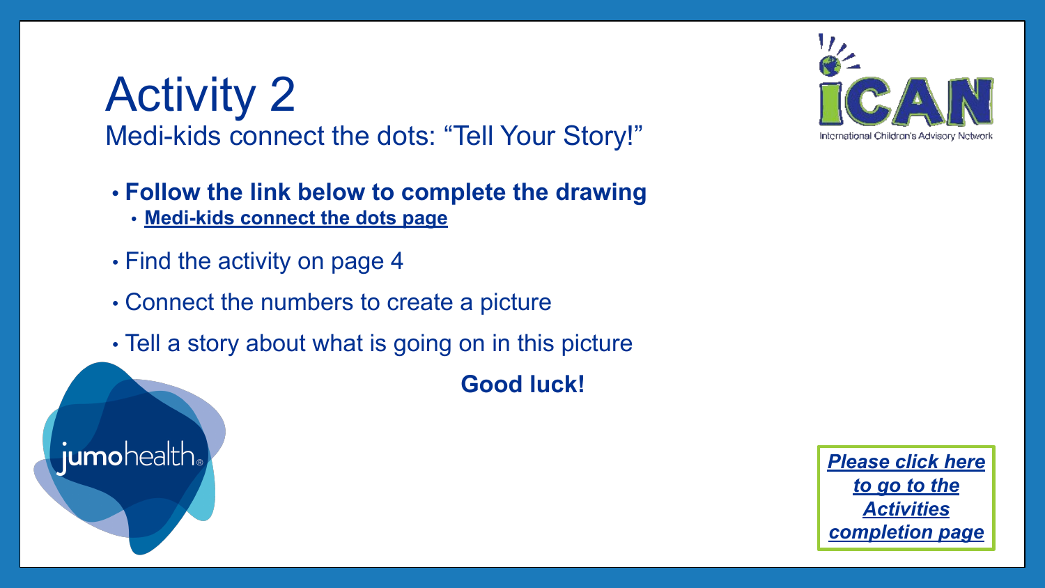# Activity 2

## Medi-kids connect the dots: "Tell Your Story!"

- **Follow the link below to complete the drawing**
  - **Medi-kids connect the dots page**
- Find the activity on page 4
- Connect the numbers to create a picture
- Tell a story about what is going on in this picture

**Good luck!**

iCAN International Children's Advisory Network

jumohealth

***Please click here to go to the Activities completion page***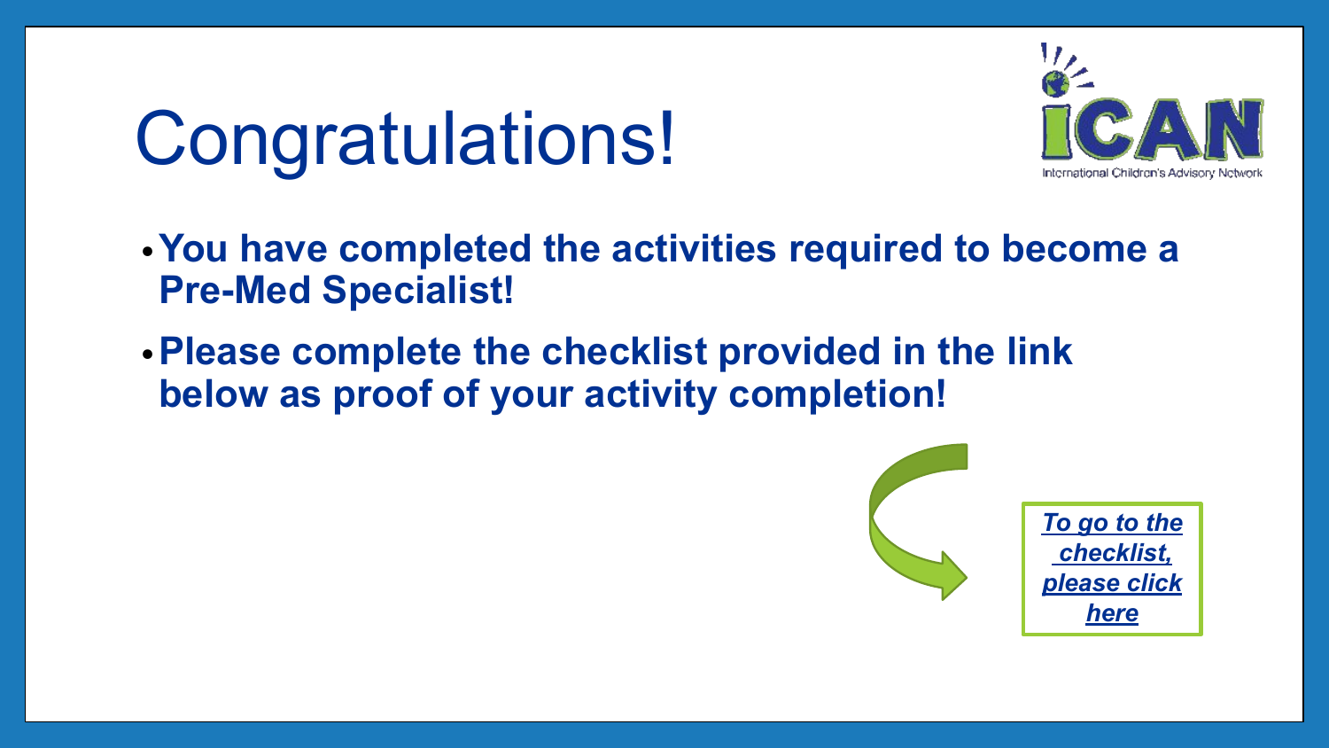# Congratulations!

iCAN
International Children's Advisory Network

- **You have completed the activities required to become a Pre-Med Specialist!**
- **Please complete the checklist provided in the link below as proof of your activity completion!**

***To go to the checklist, please click here***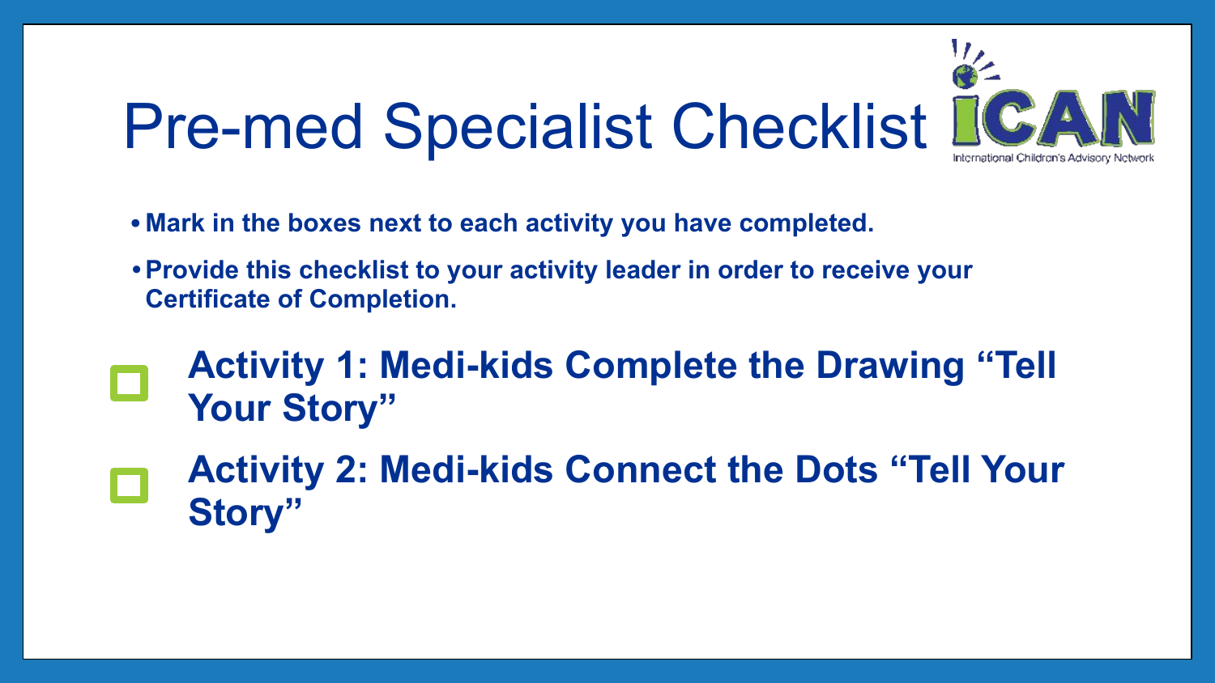# Pre-med Specialist Checklist

International Children's Advisory Network

- **Mark in the boxes next to each activity you have completed.**
- **Provide this checklist to your activity leader in order to receive your Certificate of Completion.**

- [ ] **Activity 1: Medi-kids Complete the Drawing "Tell Your Story"**
- [ ] **Activity 2: Medi-kids Connect the Dots "Tell Your Story"**